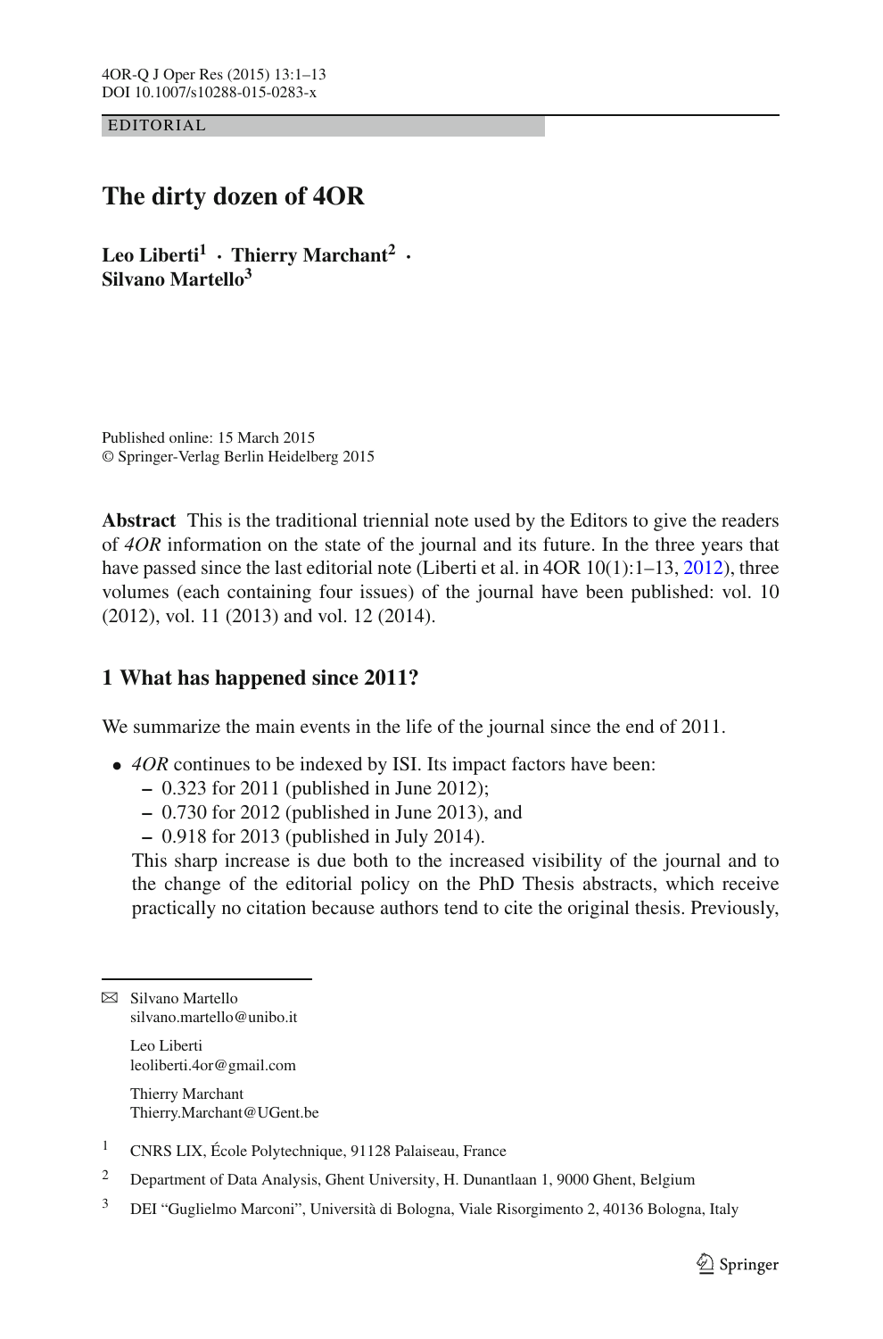EDITORIAL

# The dirty dozen of 4OR

**Leo Liberti[1] · Thierry Marchant[2] · Silvano Martello[3]**

Published online: 15 March 2015
© Springer-Verlag Berlin Heidelberg 2015

**Abstract** This is the traditional triennial note used by the Editors to give the readers of *4OR* information on the state of the journal and its future. In the three years that have passed since the last editorial note (Liberti et al. in 4OR 10(1):1–13, 2012), three volumes (each containing four issues) of the journal have been published: vol. 10 (2012), vol. 11 (2013) and vol. 12 (2014).

## 1 What has happened since 2011?

We summarize the main events in the life of the journal since the end of 2011.

- *4OR* continues to be indexed by ISI. Its impact factors have been:
  - 0.323 for 2011 (published in June 2012);
  - 0.730 for 2012 (published in June 2013), and
  - 0.918 for 2013 (published in July 2014).

  This sharp increase is due both to the increased visibility of the journal and to the change of the editorial policy on the PhD Thesis abstracts, which receive practically no citation because authors tend to cite the original thesis. Previously,

✉ Silvano Martello
silvano.martello@unibo.it

Leo Liberti
leoliberti.4or@gmail.com

Thierry Marchant
Thierry.Marchant@UGent.be

[1] CNRS LIX, École Polytechnique, 91128 Palaiseau, France

[2] Department of Data Analysis, Ghent University, H. Dunantlaan 1, 9000 Ghent, Belgium

[3] DEI "Guglielmo Marconi", Università di Bologna, Viale Risorgimento 2, 40136 Bologna, Italy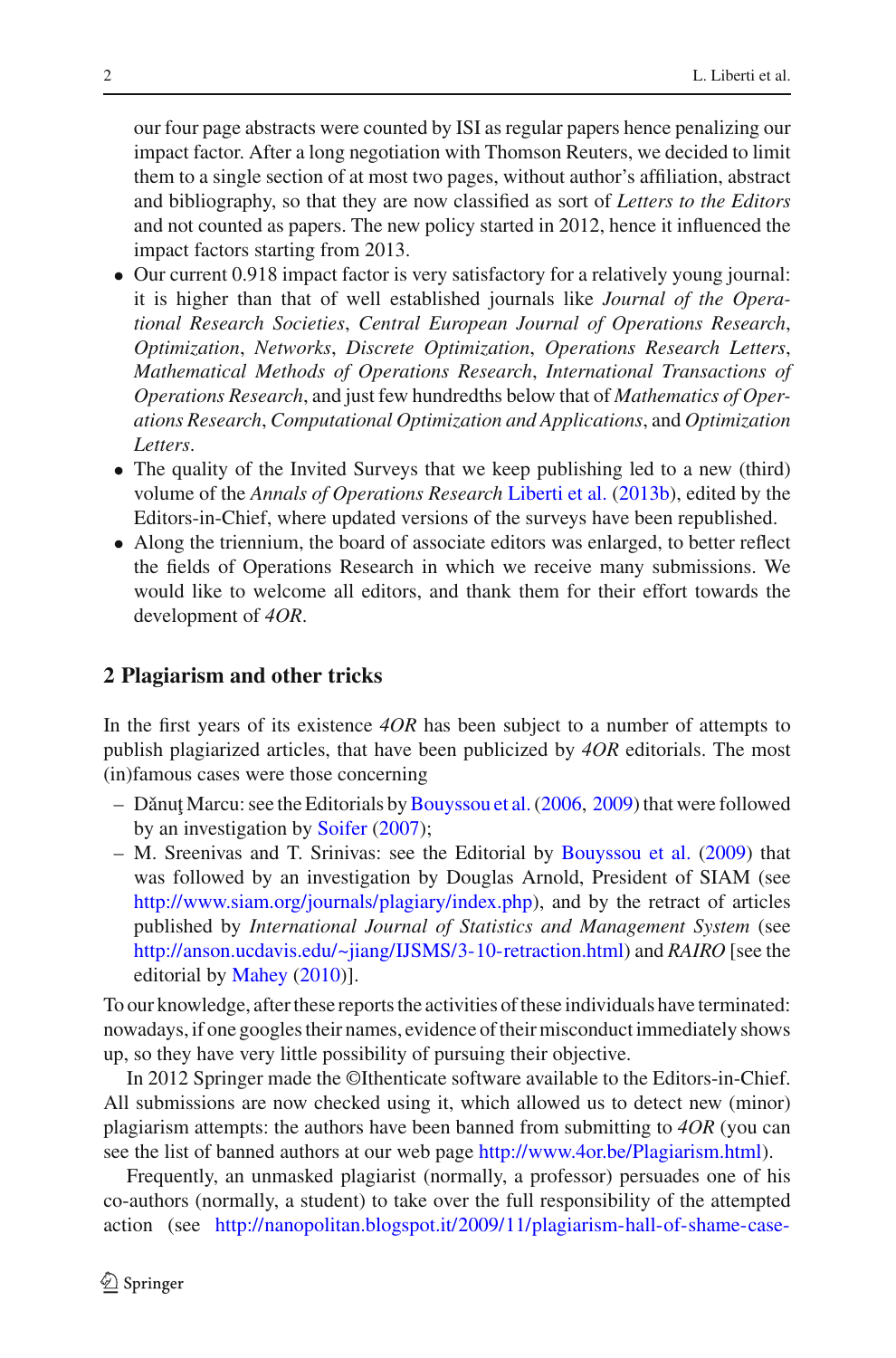our four page abstracts were counted by ISI as regular papers hence penalizing our impact factor. After a long negotiation with Thomson Reuters, we decided to limit them to a single section of at most two pages, without author's affiliation, abstract and bibliography, so that they are now classified as sort of *Letters to the Editors* and not counted as papers. The new policy started in 2012, hence it influenced the impact factors starting from 2013.

- Our current 0.918 impact factor is very satisfactory for a relatively young journal: it is higher than that of well established journals like *Journal of the Operational Research Societies*, *Central European Journal of Operations Research*, *Optimization*, *Networks*, *Discrete Optimization*, *Operations Research Letters*, *Mathematical Methods of Operations Research*, *International Transactions of Operations Research*, and just few hundredths below that of *Mathematics of Operations Research*, *Computational Optimization and Applications*, and *Optimization Letters*.
- The quality of the Invited Surveys that we keep publishing led to a new (third) volume of the *Annals of Operations Research* Liberti et al. (2013b), edited by the Editors-in-Chief, where updated versions of the surveys have been republished.
- Along the triennium, the board of associate editors was enlarged, to better reflect the fields of Operations Research in which we receive many submissions. We would like to welcome all editors, and thank them for their effort towards the development of *4OR*.

## 2 Plagiarism and other tricks

In the first years of its existence *4OR* has been subject to a number of attempts to publish plagiarized articles, that have been publicized by *4OR* editorials. The most (in)famous cases were those concerning

- Dănuţ Marcu: see the Editorials by Bouyssou et al. (2006, 2009) that were followed by an investigation by Soifer (2007);
- M. Sreenivas and T. Srinivas: see the Editorial by Bouyssou et al. (2009) that was followed by an investigation by Douglas Arnold, President of SIAM (see http://www.siam.org/journals/plagiary/index.php), and by the retract of articles published by *International Journal of Statistics and Management System* (see http://anson.ucdavis.edu/~jiang/IJSMS/3-10-retraction.html) and *RAIRO* [see the editorial by Mahey (2010)].

To our knowledge, after these reports the activities of these individuals have terminated: nowadays, if one googles their names, evidence of their misconduct immediately shows up, so they have very little possibility of pursuing their objective.

In 2012 Springer made the ©Ithenticate software available to the Editors-in-Chief. All submissions are now checked using it, which allowed us to detect new (minor) plagiarism attempts: the authors have been banned from submitting to *4OR* (you can see the list of banned authors at our web page http://www.4or.be/Plagiarism.html).

Frequently, an unmasked plagiarist (normally, a professor) persuades one of his co-authors (normally, a student) to take over the full responsibility of the attempted action (see http://nanopolitan.blogspot.it/2009/11/plagiarism-hall-of-shame-case-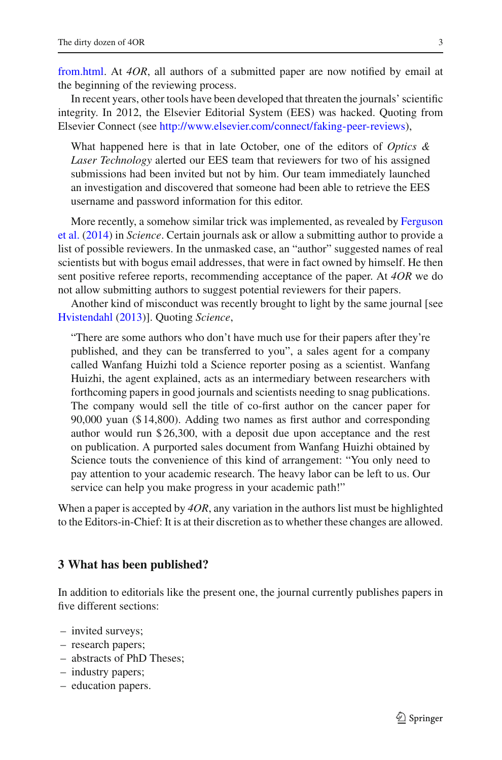from.html. At *4OR*, all authors of a submitted paper are now notified by email at the beginning of the reviewing process.

In recent years, other tools have been developed that threaten the journals' scientific integrity. In 2012, the Elsevier Editorial System (EES) was hacked. Quoting from Elsevier Connect (see http://www.elsevier.com/connect/faking-peer-reviews),

> What happened here is that in late October, one of the editors of *Optics & Laser Technology* alerted our EES team that reviewers for two of his assigned submissions had been invited but not by him. Our team immediately launched an investigation and discovered that someone had been able to retrieve the EES username and password information for this editor.

More recently, a somehow similar trick was implemented, as revealed by Ferguson et al. (2014) in *Science*. Certain journals ask or allow a submitting author to provide a list of possible reviewers. In the unmasked case, an "author" suggested names of real scientists but with bogus email addresses, that were in fact owned by himself. He then sent positive referee reports, recommending acceptance of the paper. At *4OR* we do not allow submitting authors to suggest potential reviewers for their papers.

Another kind of misconduct was recently brought to light by the same journal [see Hvistendahl (2013)]. Quoting *Science*,

> "There are some authors who don't have much use for their papers after they're published, and they can be transferred to you", a sales agent for a company called Wanfang Huizhi told a Science reporter posing as a scientist. Wanfang Huizhi, the agent explained, acts as an intermediary between researchers with forthcoming papers in good journals and scientists needing to snag publications. The company would sell the title of co-first author on the cancer paper for 90,000 yuan ($ 14,800). Adding two names as first author and corresponding author would run $ 26,300, with a deposit due upon acceptance and the rest on publication. A purported sales document from Wanfang Huizhi obtained by Science touts the convenience of this kind of arrangement: "You only need to pay attention to your academic research. The heavy labor can be left to us. Our service can help you make progress in your academic path!"

When a paper is accepted by *4OR*, any variation in the authors list must be highlighted to the Editors-in-Chief: It is at their discretion as to whether these changes are allowed.

## 3 What has been published?

In addition to editorials like the present one, the journal currently publishes papers in five different sections:

- invited surveys;
- research papers;
- abstracts of PhD Theses;
- industry papers;
- education papers.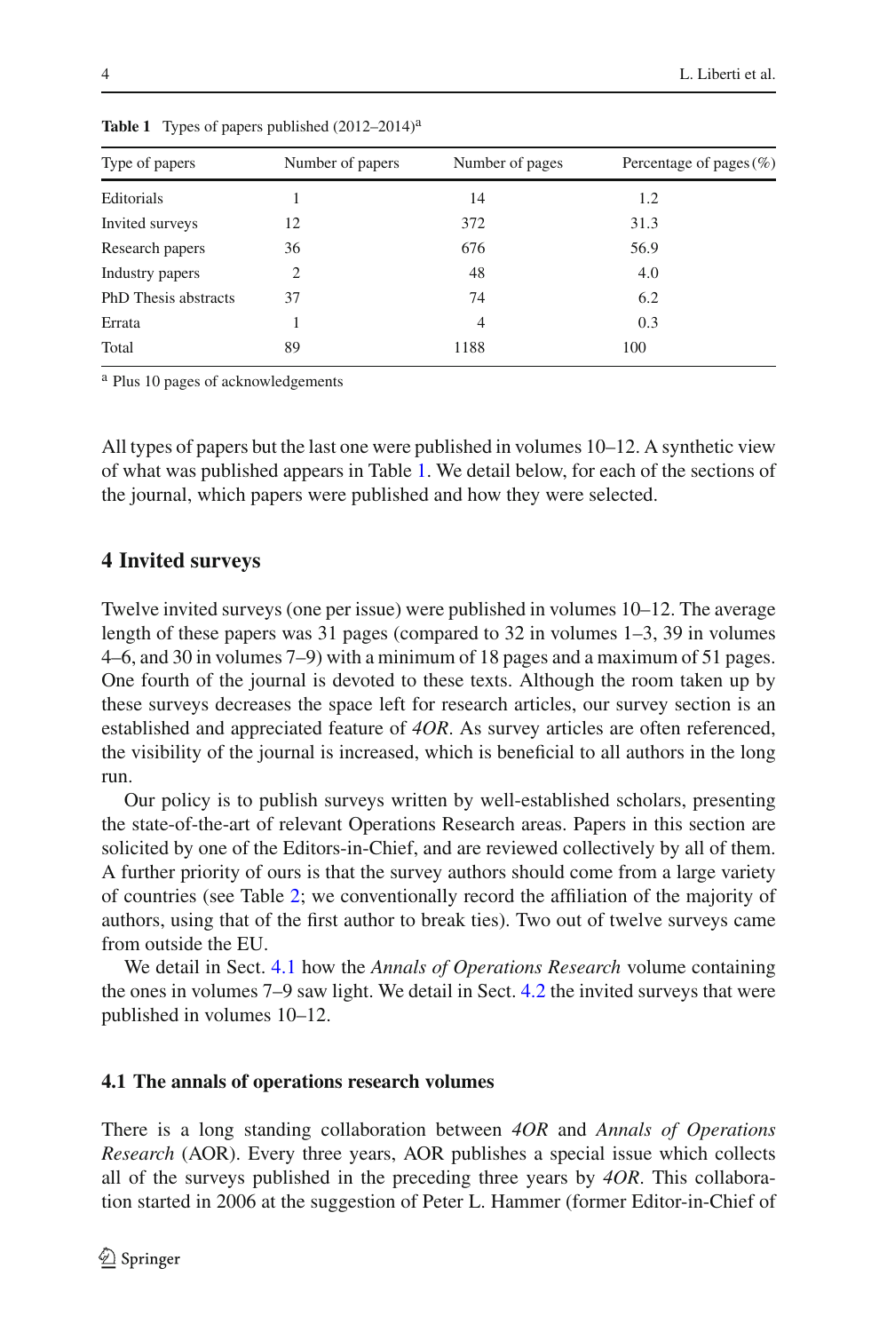**Table 1** Types of papers published (2012–2014)[a]

| Type of papers | Number of papers | Number of pages | Percentage of pages (%) |
|---|---|---|---|
| Editorials | 1 | 14 | 1.2 |
| Invited surveys | 12 | 372 | 31.3 |
| Research papers | 36 | 676 | 56.9 |
| Industry papers | 2 | 48 | 4.0 |
| PhD Thesis abstracts | 37 | 74 | 6.2 |
| Errata | 1 | 4 | 0.3 |
| Total | 89 | 1188 | 100 |

[a] Plus 10 pages of acknowledgements

All types of papers but the last one were published in volumes 10–12. A synthetic view of what was published appears in Table 1. We detail below, for each of the sections of the journal, which papers were published and how they were selected.

## 4 Invited surveys

Twelve invited surveys (one per issue) were published in volumes 10–12. The average length of these papers was 31 pages (compared to 32 in volumes 1–3, 39 in volumes 4–6, and 30 in volumes 7–9) with a minimum of 18 pages and a maximum of 51 pages. One fourth of the journal is devoted to these texts. Although the room taken up by these surveys decreases the space left for research articles, our survey section is an established and appreciated feature of *4OR*. As survey articles are often referenced, the visibility of the journal is increased, which is beneficial to all authors in the long run.

Our policy is to publish surveys written by well-established scholars, presenting the state-of-the-art of relevant Operations Research areas. Papers in this section are solicited by one of the Editors-in-Chief, and are reviewed collectively by all of them. A further priority of ours is that the survey authors should come from a large variety of countries (see Table 2; we conventionally record the affiliation of the majority of authors, using that of the first author to break ties). Two out of twelve surveys came from outside the EU.

We detail in Sect. 4.1 how the *Annals of Operations Research* volume containing the ones in volumes 7–9 saw light. We detail in Sect. 4.2 the invited surveys that were published in volumes 10–12.

### 4.1 The annals of operations research volumes

There is a long standing collaboration between *4OR* and *Annals of Operations Research* (AOR). Every three years, AOR publishes a special issue which collects all of the surveys published in the preceding three years by *4OR*. This collaboration started in 2006 at the suggestion of Peter L. Hammer (former Editor-in-Chief of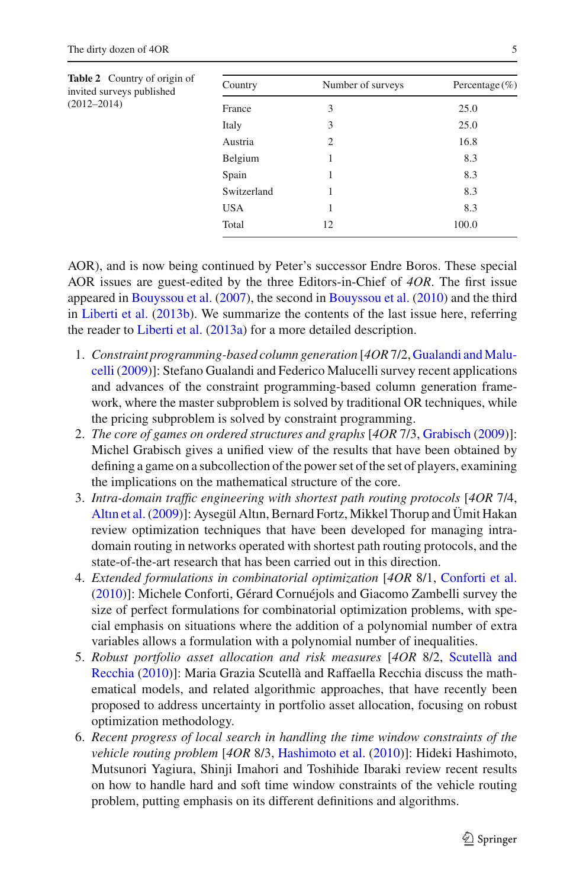**Table 2** Country of origin of invited surveys published (2012–2014)

| Country | Number of surveys | Percentage (%) |
|---|---|---|
| France | 3 | 25.0 |
| Italy | 3 | 25.0 |
| Austria | 2 | 16.8 |
| Belgium | 1 | 8.3 |
| Spain | 1 | 8.3 |
| Switzerland | 1 | 8.3 |
| USA | 1 | 8.3 |
| Total | 12 | 100.0 |

AOR), and is now being continued by Peter's successor Endre Boros. These special AOR issues are guest-edited by the three Editors-in-Chief of *4OR*. The first issue appeared in Bouyssou et al. (2007), the second in Bouyssou et al. (2010) and the third in Liberti et al. (2013b). We summarize the contents of the last issue here, referring the reader to Liberti et al. (2013a) for a more detailed description.

1. *Constraint programming-based column generation* [*4OR* 7/2, Gualandi and Malucelli (2009)]: Stefano Gualandi and Federico Malucelli survey recent applications and advances of the constraint programming-based column generation framework, where the master subproblem is solved by traditional OR techniques, while the pricing subproblem is solved by constraint programming.
2. *The core of games on ordered structures and graphs* [*4OR* 7/3, Grabisch (2009)]: Michel Grabisch gives a unified view of the results that have been obtained by defining a game on a subcollection of the power set of the set of players, examining the implications on the mathematical structure of the core.
3. *Intra-domain traffic engineering with shortest path routing protocols* [*4OR* 7/4, Altın et al. (2009)]: Aysegül Altın, Bernard Fortz, Mikkel Thorup and Ümit Hakan review optimization techniques that have been developed for managing intra-domain routing in networks operated with shortest path routing protocols, and the state-of-the-art research that has been carried out in this direction.
4. *Extended formulations in combinatorial optimization* [*4OR* 8/1, Conforti et al. (2010)]: Michele Conforti, Gérard Cornuéjols and Giacomo Zambelli survey the size of perfect formulations for combinatorial optimization problems, with special emphasis on situations where the addition of a polynomial number of extra variables allows a formulation with a polynomial number of inequalities.
5. *Robust portfolio asset allocation and risk measures* [*4OR* 8/2, Scutellà and Recchia (2010)]: Maria Grazia Scutellà and Raffaella Recchia discuss the mathematical models, and related algorithmic approaches, that have recently been proposed to address uncertainty in portfolio asset allocation, focusing on robust optimization methodology.
6. *Recent progress of local search in handling the time window constraints of the vehicle routing problem* [*4OR* 8/3, Hashimoto et al. (2010)]: Hideki Hashimoto, Mutsunori Yagiura, Shinji Imahori and Toshihide Ibaraki review recent results on how to handle hard and soft time window constraints of the vehicle routing problem, putting emphasis on its different definitions and algorithms.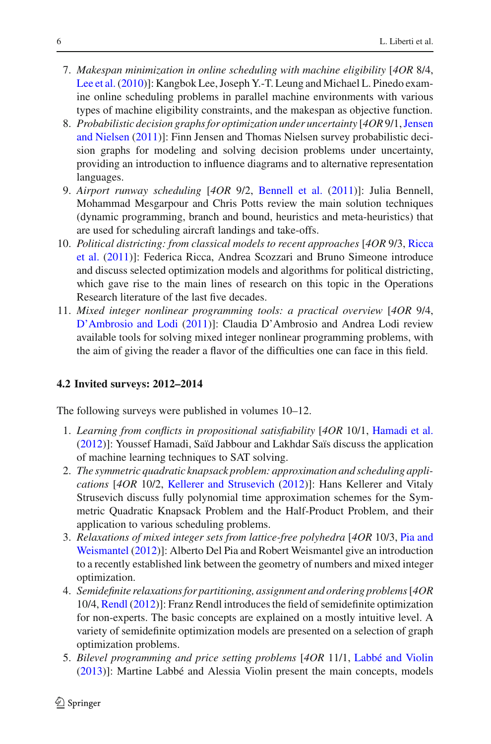7. *Makespan minimization in online scheduling with machine eligibility* [*4OR* 8/4, Lee et al. (2010)]: Kangbok Lee, Joseph Y.-T. Leung and Michael L. Pinedo examine online scheduling problems in parallel machine environments with various types of machine eligibility constraints, and the makespan as objective function.
8. *Probabilistic decision graphs for optimization under uncertainty* [*4OR* 9/1, Jensen and Nielsen (2011)]: Finn Jensen and Thomas Nielsen survey probabilistic decision graphs for modeling and solving decision problems under uncertainty, providing an introduction to influence diagrams and to alternative representation languages.
9. *Airport runway scheduling* [*4OR* 9/2, Bennell et al. (2011)]: Julia Bennell, Mohammad Mesgarpour and Chris Potts review the main solution techniques (dynamic programming, branch and bound, heuristics and meta-heuristics) that are used for scheduling aircraft landings and take-offs.
10. *Political districting: from classical models to recent approaches* [*4OR* 9/3, Ricca et al. (2011)]: Federica Ricca, Andrea Scozzari and Bruno Simeone introduce and discuss selected optimization models and algorithms for political districting, which gave rise to the main lines of research on this topic in the Operations Research literature of the last five decades.
11. *Mixed integer nonlinear programming tools: a practical overview* [*4OR* 9/4, D'Ambrosio and Lodi (2011)]: Claudia D'Ambrosio and Andrea Lodi review available tools for solving mixed integer nonlinear programming problems, with the aim of giving the reader a flavor of the difficulties one can face in this field.

### 4.2 Invited surveys: 2012–2014

The following surveys were published in volumes 10–12.

1. *Learning from conflicts in propositional satisfiability* [*4OR* 10/1, Hamadi et al. (2012)]: Youssef Hamadi, Saïd Jabbour and Lakhdar Saïs discuss the application of machine learning techniques to SAT solving.
2. *The symmetric quadratic knapsack problem: approximation and scheduling applications* [*4OR* 10/2, Kellerer and Strusevich (2012)]: Hans Kellerer and Vitaly Strusevich discuss fully polynomial time approximation schemes for the Symmetric Quadratic Knapsack Problem and the Half-Product Problem, and their application to various scheduling problems.
3. *Relaxations of mixed integer sets from lattice-free polyhedra* [*4OR* 10/3, Pia and Weismantel (2012)]: Alberto Del Pia and Robert Weismantel give an introduction to a recently established link between the geometry of numbers and mixed integer optimization.
4. *Semidefinite relaxations for partitioning, assignment and ordering problems* [*4OR* 10/4, Rendl (2012)]: Franz Rendl introduces the field of semidefinite optimization for non-experts. The basic concepts are explained on a mostly intuitive level. A variety of semidefinite optimization models are presented on a selection of graph optimization problems.
5. *Bilevel programming and price setting problems* [*4OR* 11/1, Labbé and Violin (2013)]: Martine Labbé and Alessia Violin present the main concepts, models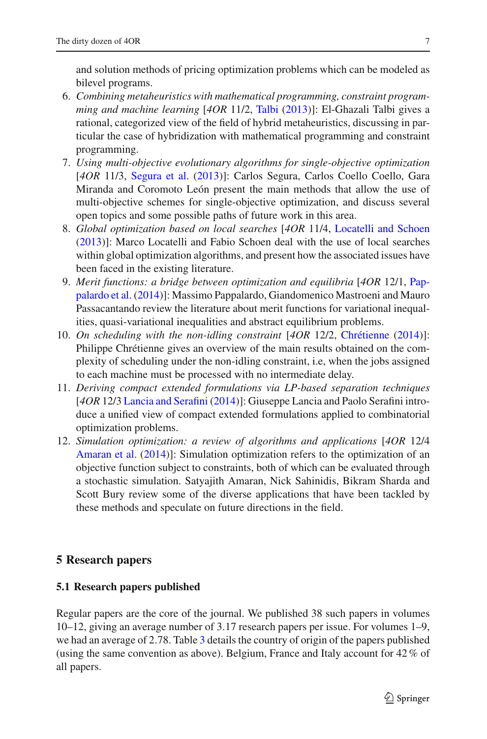and solution methods of pricing optimization problems which can be modeled as bilevel programs.

6. *Combining metaheuristics with mathematical programming, constraint programming and machine learning* [*4OR* 11/2, Talbi (2013)]: El-Ghazali Talbi gives a rational, categorized view of the field of hybrid metaheuristics, discussing in particular the case of hybridization with mathematical programming and constraint programming.
7. *Using multi-objective evolutionary algorithms for single-objective optimization* [*4OR* 11/3, Segura et al. (2013)]: Carlos Segura, Carlos Coello Coello, Gara Miranda and Coromoto León present the main methods that allow the use of multi-objective schemes for single-objective optimization, and discuss several open topics and some possible paths of future work in this area.
8. *Global optimization based on local searches* [*4OR* 11/4, Locatelli and Schoen (2013)]: Marco Locatelli and Fabio Schoen deal with the use of local searches within global optimization algorithms, and present how the associated issues have been faced in the existing literature.
9. *Merit functions: a bridge between optimization and equilibria* [*4OR* 12/1, Pappalardo et al. (2014)]: Massimo Pappalardo, Giandomenico Mastroeni and Mauro Passacantando review the literature about merit functions for variational inequalities, quasi-variational inequalities and abstract equilibrium problems.
10. *On scheduling with the non-idling constraint* [*4OR* 12/2, Chrétienne (2014)]: Philippe Chrétienne gives an overview of the main results obtained on the complexity of scheduling under the non-idling constraint, i.e, when the jobs assigned to each machine must be processed with no intermediate delay.
11. *Deriving compact extended formulations via LP-based separation techniques* [*4OR* 12/3 Lancia and Serafini (2014)]: Giuseppe Lancia and Paolo Serafini introduce a unified view of compact extended formulations applied to combinatorial optimization problems.
12. *Simulation optimization: a review of algorithms and applications* [*4OR* 12/4 Amaran et al. (2014)]: Simulation optimization refers to the optimization of an objective function subject to constraints, both of which can be evaluated through a stochastic simulation. Satyajith Amaran, Nick Sahinidis, Bikram Sharda and Scott Bury review some of the diverse applications that have been tackled by these methods and speculate on future directions in the field.

## 5 Research papers

### 5.1 Research papers published

Regular papers are the core of the journal. We published 38 such papers in volumes 10–12, giving an average number of 3.17 research papers per issue. For volumes 1–9, we had an average of 2.78. Table 3 details the country of origin of the papers published (using the same convention as above). Belgium, France and Italy account for 42 % of all papers.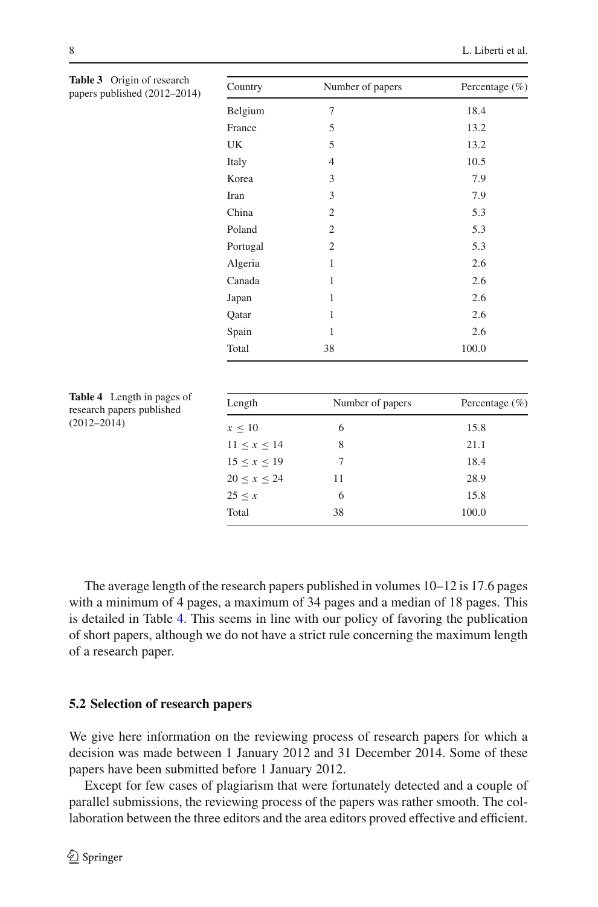**Table 3** Origin of research papers published (2012–2014)

| Country | Number of papers | Percentage (%) |
|---|---|---|
| Belgium | 7 | 18.4 |
| France | 5 | 13.2 |
| UK | 5 | 13.2 |
| Italy | 4 | 10.5 |
| Korea | 3 | 7.9 |
| Iran | 3 | 7.9 |
| China | 2 | 5.3 |
| Poland | 2 | 5.3 |
| Portugal | 2 | 5.3 |
| Algeria | 1 | 2.6 |
| Canada | 1 | 2.6 |
| Japan | 1 | 2.6 |
| Qatar | 1 | 2.6 |
| Spain | 1 | 2.6 |
| Total | 38 | 100.0 |

**Table 4** Length in pages of research papers published (2012–2014)

| Length | Number of papers | Percentage (%) |
|---|---|---|
| $x \leq 10$ | 6 | 15.8 |
| $11 \leq x \leq 14$ | 8 | 21.1 |
| $15 \leq x \leq 19$ | 7 | 18.4 |
| $20 \leq x \leq 24$ | 11 | 28.9 |
| $25 \leq x$ | 6 | 15.8 |
| Total | 38 | 100.0 |

The average length of the research papers published in volumes 10–12 is 17.6 pages with a minimum of 4 pages, a maximum of 34 pages and a median of 18 pages. This is detailed in Table 4. This seems in line with our policy of favoring the publication of short papers, although we do not have a strict rule concerning the maximum length of a research paper.

### 5.2 Selection of research papers

We give here information on the reviewing process of research papers for which a decision was made between 1 January 2012 and 31 December 2014. Some of these papers have been submitted before 1 January 2012.

Except for few cases of plagiarism that were fortunately detected and a couple of parallel submissions, the reviewing process of the papers was rather smooth. The collaboration between the three editors and the area editors proved effective and efficient.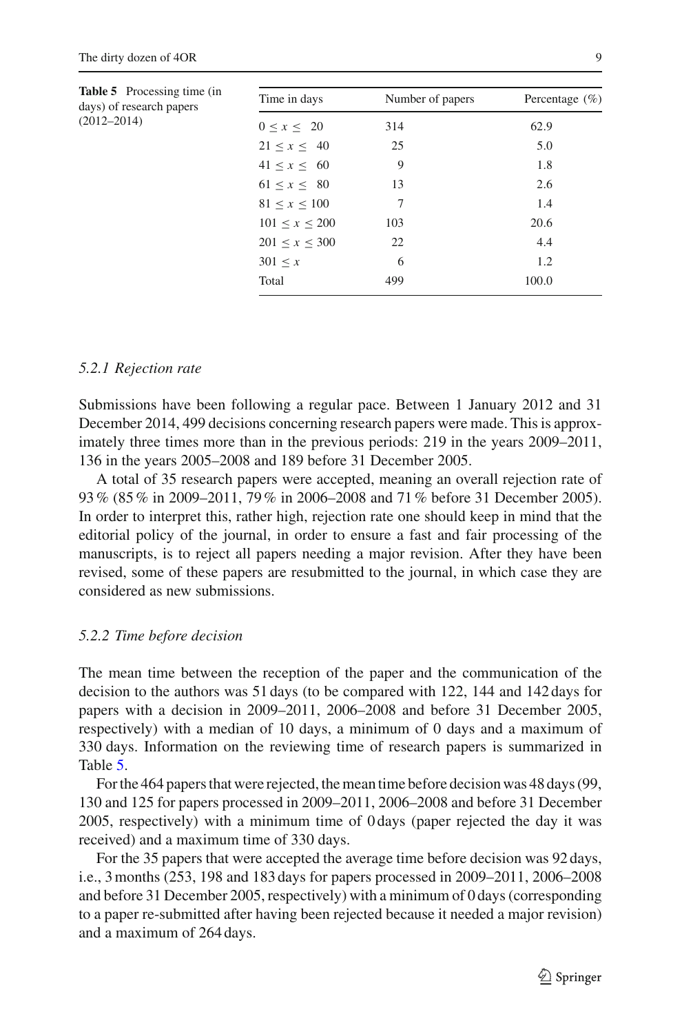**Table 5** Processing time (in days) of research papers (2012–2014)

| Time in days | Number of papers | Percentage (%) |
|---|---|---|
| $0 \leq x \leq 20$ | 314 | 62.9 |
| $21 \leq x \leq 40$ | 25 | 5.0 |
| $41 \leq x \leq 60$ | 9 | 1.8 |
| $61 \leq x \leq 80$ | 13 | 2.6 |
| $81 \leq x \leq 100$ | 7 | 1.4 |
| $101 \leq x \leq 200$ | 103 | 20.6 |
| $201 \leq x \leq 300$ | 22 | 4.4 |
| $301 \leq x$ | 6 | 1.2 |
| Total | 499 | 100.0 |

#### *5.2.1 Rejection rate*

Submissions have been following a regular pace. Between 1 January 2012 and 31 December 2014, 499 decisions concerning research papers were made. This is approximately three times more than in the previous periods: 219 in the years 2009–2011, 136 in the years 2005–2008 and 189 before 31 December 2005.

A total of 35 research papers were accepted, meaning an overall rejection rate of 93 % (85 % in 2009–2011, 79 % in 2006–2008 and 71 % before 31 December 2005). In order to interpret this, rather high, rejection rate one should keep in mind that the editorial policy of the journal, in order to ensure a fast and fair processing of the manuscripts, is to reject all papers needing a major revision. After they have been revised, some of these papers are resubmitted to the journal, in which case they are considered as new submissions.

#### *5.2.2 Time before decision*

The mean time between the reception of the paper and the communication of the decision to the authors was 51 days (to be compared with 122, 144 and 142 days for papers with a decision in 2009–2011, 2006–2008 and before 31 December 2005, respectively) with a median of 10 days, a minimum of 0 days and a maximum of 330 days. Information on the reviewing time of research papers is summarized in Table 5.

For the 464 papers that were rejected, the mean time before decision was 48 days (99, 130 and 125 for papers processed in 2009–2011, 2006–2008 and before 31 December 2005, respectively) with a minimum time of 0 days (paper rejected the day it was received) and a maximum time of 330 days.

For the 35 papers that were accepted the average time before decision was 92 days, i.e., 3 months (253, 198 and 183 days for papers processed in 2009–2011, 2006–2008 and before 31 December 2005, respectively) with a minimum of 0 days (corresponding to a paper re-submitted after having been rejected because it needed a major revision) and a maximum of 264 days.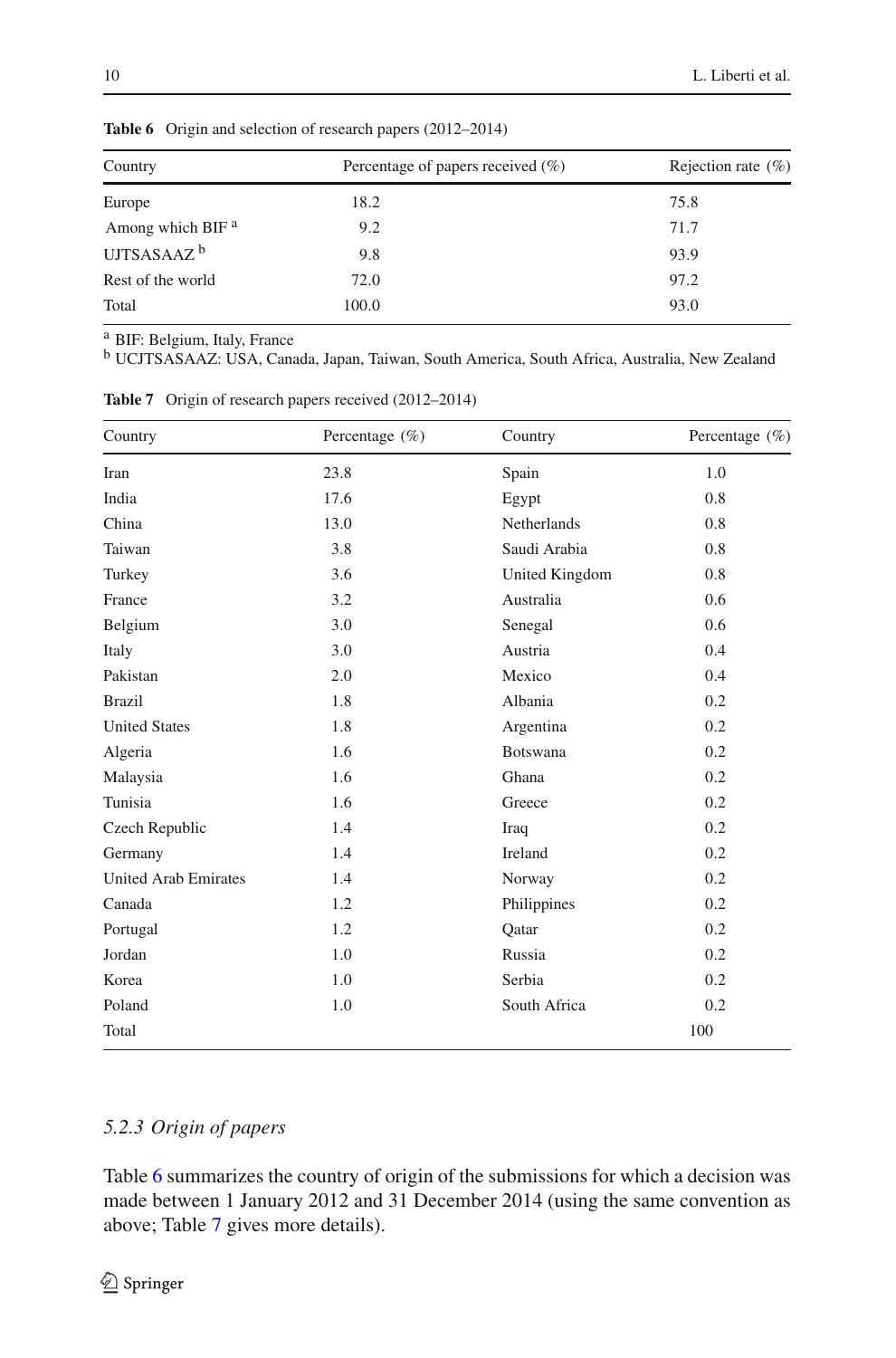**Table 6** Origin and selection of research papers (2012–2014)

| Country | Percentage of papers received (%) | Rejection rate (%) |
|---|---|---|
| Europe | 18.2 | 75.8 |
| Among which BIF [a] | 9.2 | 71.7 |
| UJTSASAAZ [b] | 9.8 | 93.9 |
| Rest of the world | 72.0 | 97.2 |
| Total | 100.0 | 93.0 |

[a] BIF: Belgium, Italy, France

[b] UCJTSASAAZ: USA, Canada, Japan, Taiwan, South America, South Africa, Australia, New Zealand

**Table 7** Origin of research papers received (2012–2014)

| Country | Percentage (%) | Country | Percentage (%) |
|---|---|---|---|
| Iran | 23.8 | Spain | 1.0 |
| India | 17.6 | Egypt | 0.8 |
| China | 13.0 | Netherlands | 0.8 |
| Taiwan | 3.8 | Saudi Arabia | 0.8 |
| Turkey | 3.6 | United Kingdom | 0.8 |
| France | 3.2 | Australia | 0.6 |
| Belgium | 3.0 | Senegal | 0.6 |
| Italy | 3.0 | Austria | 0.4 |
| Pakistan | 2.0 | Mexico | 0.4 |
| Brazil | 1.8 | Albania | 0.2 |
| United States | 1.8 | Argentina | 0.2 |
| Algeria | 1.6 | Botswana | 0.2 |
| Malaysia | 1.6 | Ghana | 0.2 |
| Tunisia | 1.6 | Greece | 0.2 |
| Czech Republic | 1.4 | Iraq | 0.2 |
| Germany | 1.4 | Ireland | 0.2 |
| United Arab Emirates | 1.4 | Norway | 0.2 |
| Canada | 1.2 | Philippines | 0.2 |
| Portugal | 1.2 | Qatar | 0.2 |
| Jordan | 1.0 | Russia | 0.2 |
| Korea | 1.0 | Serbia | 0.2 |
| Poland | 1.0 | South Africa | 0.2 |
| Total | | | 100 |

### *5.2.3 Origin of papers*

Table 6 summarizes the country of origin of the submissions for which a decision was made between 1 January 2012 and 31 December 2014 (using the same convention as above; Table 7 gives more details).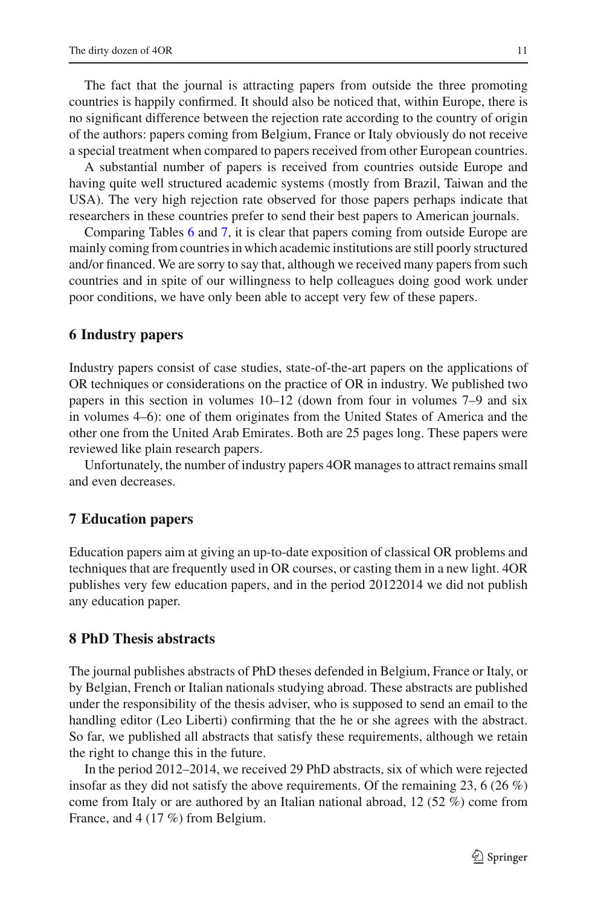The fact that the journal is attracting papers from outside the three promoting countries is happily confirmed. It should also be noticed that, within Europe, there is no significant difference between the rejection rate according to the country of origin of the authors: papers coming from Belgium, France or Italy obviously do not receive a special treatment when compared to papers received from other European countries.

A substantial number of papers is received from countries outside Europe and having quite well structured academic systems (mostly from Brazil, Taiwan and the USA). The very high rejection rate observed for those papers perhaps indicate that researchers in these countries prefer to send their best papers to American journals.

Comparing Tables 6 and 7, it is clear that papers coming from outside Europe are mainly coming from countries in which academic institutions are still poorly structured and/or financed. We are sorry to say that, although we received many papers from such countries and in spite of our willingness to help colleagues doing good work under poor conditions, we have only been able to accept very few of these papers.

## 6 Industry papers

Industry papers consist of case studies, state-of-the-art papers on the applications of OR techniques or considerations on the practice of OR in industry. We published two papers in this section in volumes 10–12 (down from four in volumes 7–9 and six in volumes 4–6): one of them originates from the United States of America and the other one from the United Arab Emirates. Both are 25 pages long. These papers were reviewed like plain research papers.

Unfortunately, the number of industry papers 4OR manages to attract remains small and even decreases.

## 7 Education papers

Education papers aim at giving an up-to-date exposition of classical OR problems and techniques that are frequently used in OR courses, or casting them in a new light. 4OR publishes very few education papers, and in the period 20122014 we did not publish any education paper.

## 8 PhD Thesis abstracts

The journal publishes abstracts of PhD theses defended in Belgium, France or Italy, or by Belgian, French or Italian nationals studying abroad. These abstracts are published under the responsibility of the thesis adviser, who is supposed to send an email to the handling editor (Leo Liberti) confirming that the he or she agrees with the abstract. So far, we published all abstracts that satisfy these requirements, although we retain the right to change this in the future.

In the period 2012–2014, we received 29 PhD abstracts, six of which were rejected insofar as they did not satisfy the above requirements. Of the remaining 23, 6 (26 %) come from Italy or are authored by an Italian national abroad, 12 (52 %) come from France, and 4 (17 %) from Belgium.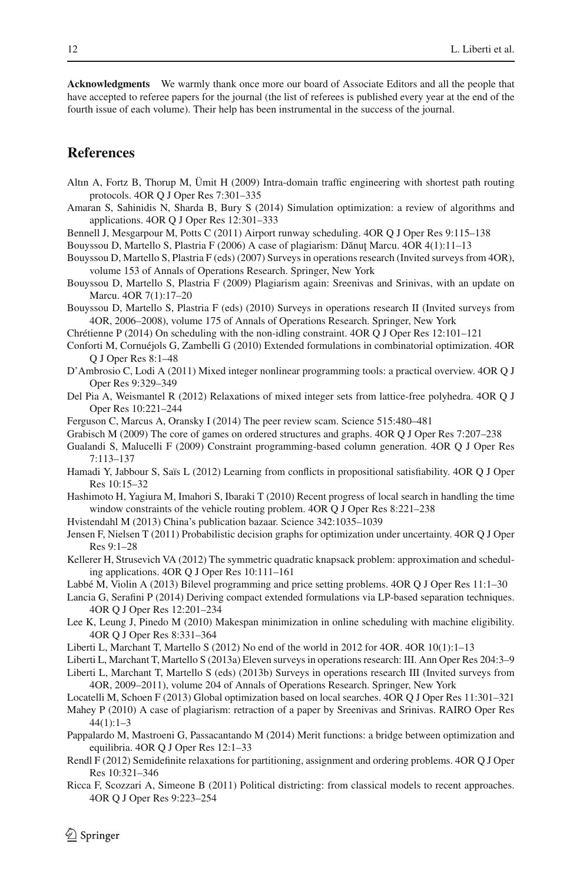**Acknowledgments** We warmly thank once more our board of Associate Editors and all the people that have accepted to referee papers for the journal (the list of referees is published every year at the end of the fourth issue of each volume). Their help has been instrumental in the success of the journal.

## References

Altın A, Fortz B, Thorup M, Ümit H (2009) Intra-domain traffic engineering with shortest path routing protocols. 4OR Q J Oper Res 7:301–335

Amaran S, Sahinidis N, Sharda B, Bury S (2014) Simulation optimization: a review of algorithms and applications. 4OR Q J Oper Res 12:301–333

Bennell J, Mesgarpour M, Potts C (2011) Airport runway scheduling. 4OR Q J Oper Res 9:115–138

Bouyssou D, Martello S, Plastria F (2006) A case of plagiarism: Dănuţ Marcu. 4OR 4(1):11–13

Bouyssou D, Martello S, Plastria F (eds) (2007) Surveys in operations research (Invited surveys from 4OR), volume 153 of Annals of Operations Research. Springer, New York

Bouyssou D, Martello S, Plastria F (2009) Plagiarism again: Sreenivas and Srinivas, with an update on Marcu. 4OR 7(1):17–20

Bouyssou D, Martello S, Plastria F (eds) (2010) Surveys in operations research II (Invited surveys from 4OR, 2006–2008), volume 175 of Annals of Operations Research. Springer, New York

Chrétienne P (2014) On scheduling with the non-idling constraint. 4OR Q J Oper Res 12:101–121

Conforti M, Cornuéjols G, Zambelli G (2010) Extended formulations in combinatorial optimization. 4OR Q J Oper Res 8:1–48

D'Ambrosio C, Lodi A (2011) Mixed integer nonlinear programming tools: a practical overview. 4OR Q J Oper Res 9:329–349

Del Pia A, Weismantel R (2012) Relaxations of mixed integer sets from lattice-free polyhedra. 4OR Q J Oper Res 10:221–244

Ferguson C, Marcus A, Oransky I (2014) The peer review scam. Science 515:480–481

Grabisch M (2009) The core of games on ordered structures and graphs. 4OR Q J Oper Res 7:207–238

Gualandi S, Malucelli F (2009) Constraint programming-based column generation. 4OR Q J Oper Res 7:113–137

Hamadi Y, Jabbour S, Saïs L (2012) Learning from conflicts in propositional satisfiability. 4OR Q J Oper Res 10:15–32

Hashimoto H, Yagiura M, Imahori S, Ibaraki T (2010) Recent progress of local search in handling the time window constraints of the vehicle routing problem. 4OR Q J Oper Res 8:221–238

Hvistendahl M (2013) China's publication bazaar. Science 342:1035–1039

Jensen F, Nielsen T (2011) Probabilistic decision graphs for optimization under uncertainty. 4OR Q J Oper Res 9:1–28

Kellerer H, Strusevich VA (2012) The symmetric quadratic knapsack problem: approximation and scheduling applications. 4OR Q J Oper Res 10:111–161

Labbé M, Violin A (2013) Bilevel programming and price setting problems. 4OR Q J Oper Res 11:1–30

Lancia G, Serafini P (2014) Deriving compact extended formulations via LP-based separation techniques. 4OR Q J Oper Res 12:201–234

Lee K, Leung J, Pinedo M (2010) Makespan minimization in online scheduling with machine eligibility. 4OR Q J Oper Res 8:331–364

Liberti L, Marchant T, Martello S (2012) No end of the world in 2012 for 4OR. 4OR 10(1):1–13

Liberti L, Marchant T, Martello S (2013a) Eleven surveys in operations research: III. Ann Oper Res 204:3–9

Liberti L, Marchant T, Martello S (eds) (2013b) Surveys in operations research III (Invited surveys from 4OR, 2009–2011), volume 204 of Annals of Operations Research. Springer, New York

Locatelli M, Schoen F (2013) Global optimization based on local searches. 4OR Q J Oper Res 11:301–321

Mahey P (2010) A case of plagiarism: retraction of a paper by Sreenivas and Srinivas. RAIRO Oper Res 44(1):1–3

Pappalardo M, Mastroeni G, Passacantando M (2014) Merit functions: a bridge between optimization and equilibria. 4OR Q J Oper Res 12:1–33

Rendl F (2012) Semidefinite relaxations for partitioning, assignment and ordering problems. 4OR Q J Oper Res 10:321–346

Ricca F, Scozzari A, Simeone B (2011) Political districting: from classical models to recent approaches. 4OR Q J Oper Res 9:223–254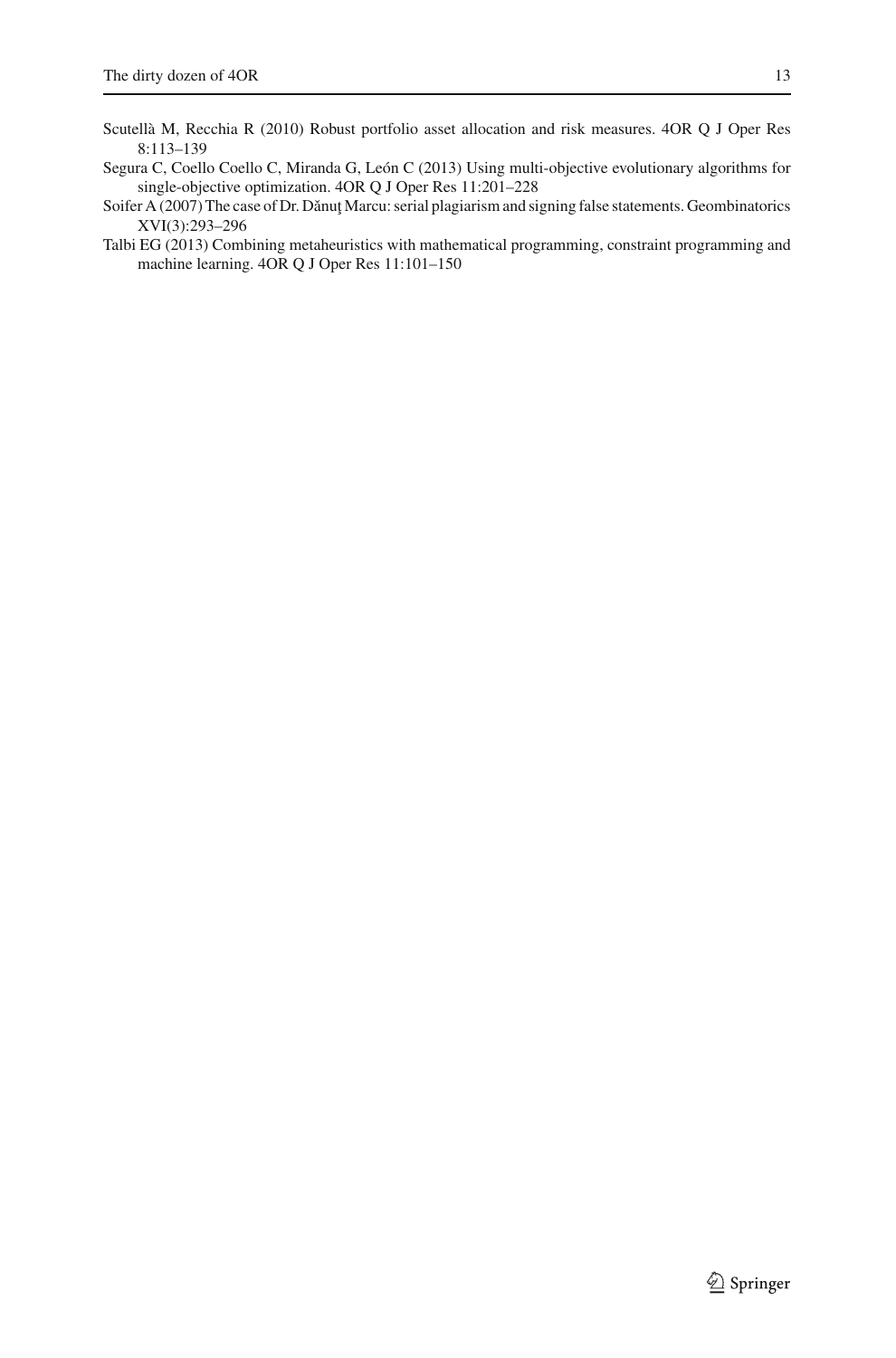Scutellà M, Recchia R (2010) Robust portfolio asset allocation and risk measures. 4OR Q J Oper Res 8:113–139

Segura C, Coello Coello C, Miranda G, León C (2013) Using multi-objective evolutionary algorithms for single-objective optimization. 4OR Q J Oper Res 11:201–228

Soifer A (2007) The case of Dr. Dănuţ Marcu: serial plagiarism and signing false statements. Geombinatorics XVI(3):293–296

Talbi EG (2013) Combining metaheuristics with mathematical programming, constraint programming and machine learning. 4OR Q J Oper Res 11:101–150